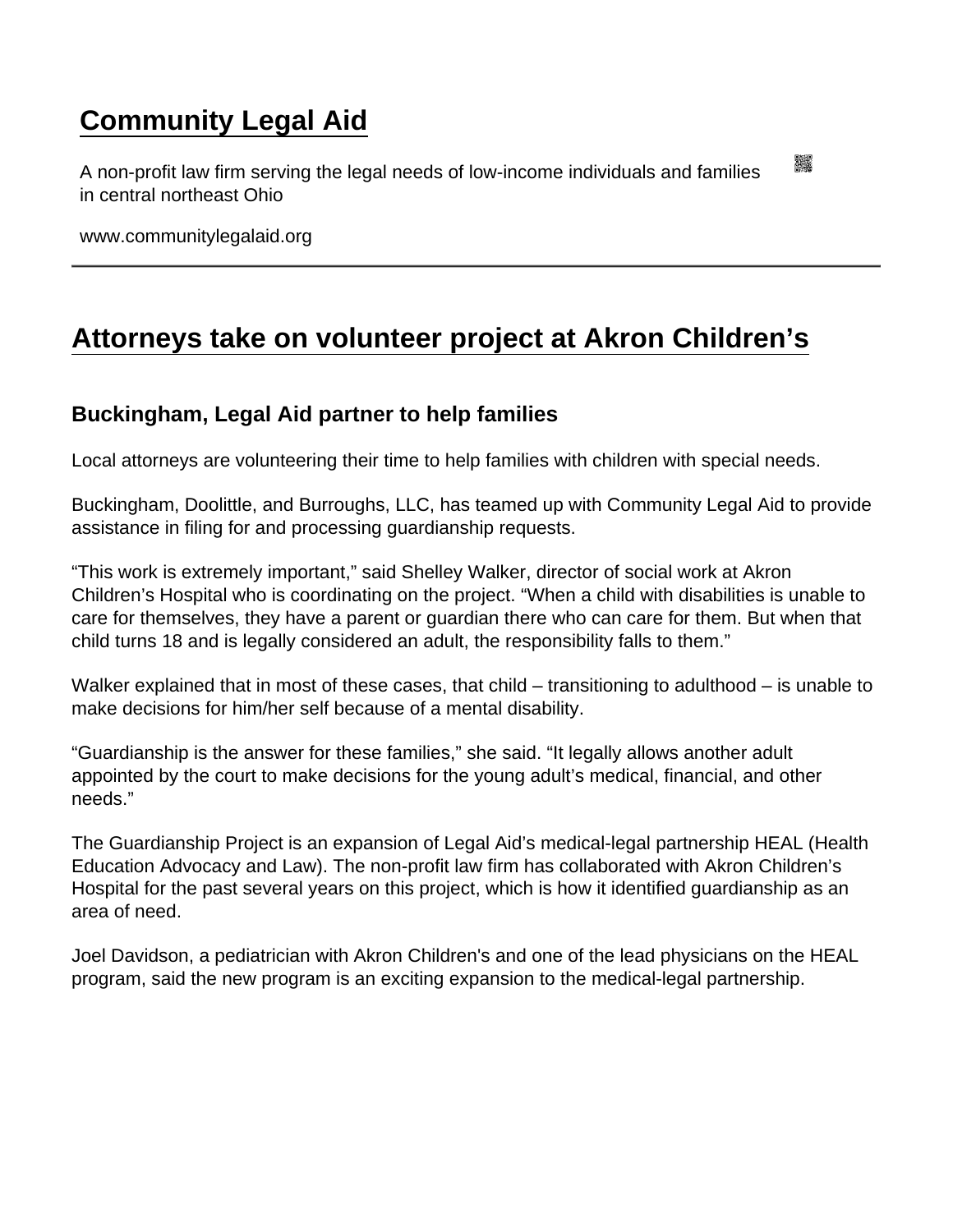# Community Legal Aid

A non-profit law firm serving the legal needs of low-income individuals and families in central northeast Ohio

www.communitylegalaid.org

---

## Attorneys take on volunteer project at Akron Children's

### Buckingham, Legal Aid partner to help families

Local attorneys are volunteering their time to help families with children with special needs.

Buckingham, Doolittle, and Burroughs, LLC, has teamed up with Community Legal Aid to provide assistance in filing for and processing guardianship requests.

"This work is extremely important," said Shelley Walker, director of social work at Akron Children's Hospital who is coordinating on the project. "When a child with disabilities is unable to care for themselves, they have a parent or guardian there who can care for them. But when that child turns 18 and is legally considered an adult, the responsibility falls to them."

Walker explained that in most of these cases, that child – transitioning to adulthood – is unable to make decisions for him/her self because of a mental disability.

"Guardianship is the answer for these families," she said. "It legally allows another adult appointed by the court to make decisions for the young adult's medical, financial, and other needs."

The Guardianship Project is an expansion of Legal Aid's medical-legal partnership HEAL (Health Education Advocacy and Law). The non-profit law firm has collaborated with Akron Children's Hospital for the past several years on this project, which is how it identified guardianship as an area of need.

Joel Davidson, a pediatrician with Akron Children's and one of the lead physicians on the HEAL program, said the new program is an exciting expansion to the medical-legal partnership.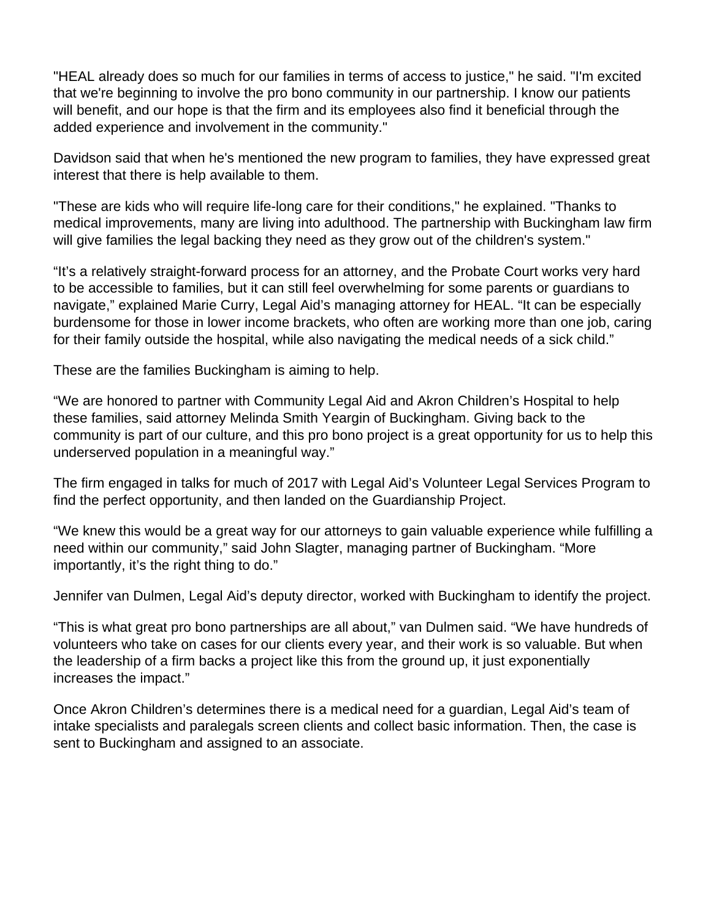"HEAL already does so much for our families in terms of access to justice," he said. "I'm excited that we're beginning to involve the pro bono community in our partnership. I know our patients will benefit, and our hope is that the firm and its employees also find it beneficial through the added experience and involvement in the community."

Davidson said that when he's mentioned the new program to families, they have expressed great interest that there is help available to them.

"These are kids who will require life-long care for their conditions," he explained. "Thanks to medical improvements, many are living into adulthood. The partnership with Buckingham law firm will give families the legal backing they need as they grow out of the children's system."

“It’s a relatively straight-forward process for an attorney, and the Probate Court works very hard to be accessible to families, but it can still feel overwhelming for some parents or guardians to navigate,” explained Marie Curry, Legal Aid’s managing attorney for HEAL. “It can be especially burdensome for those in lower income brackets, who often are working more than one job, caring for their family outside the hospital, while also navigating the medical needs of a sick child.”

These are the families Buckingham is aiming to help.

“We are honored to partner with Community Legal Aid and Akron Children’s Hospital to help these families, said attorney Melinda Smith Yeargin of Buckingham. Giving back to the community is part of our culture, and this pro bono project is a great opportunity for us to help this underserved population in a meaningful way.”

The firm engaged in talks for much of 2017 with Legal Aid’s Volunteer Legal Services Program to find the perfect opportunity, and then landed on the Guardianship Project.

“We knew this would be a great way for our attorneys to gain valuable experience while fulfilling a need within our community,” said John Slagter, managing partner of Buckingham. “More importantly, it’s the right thing to do.”

Jennifer van Dulmen, Legal Aid’s deputy director, worked with Buckingham to identify the project.

“This is what great pro bono partnerships are all about,” van Dulmen said. “We have hundreds of volunteers who take on cases for our clients every year, and their work is so valuable. But when the leadership of a firm backs a project like this from the ground up, it just exponentially increases the impact.”

Once Akron Children’s determines there is a medical need for a guardian, Legal Aid’s team of intake specialists and paralegals screen clients and collect basic information. Then, the case is sent to Buckingham and assigned to an associate.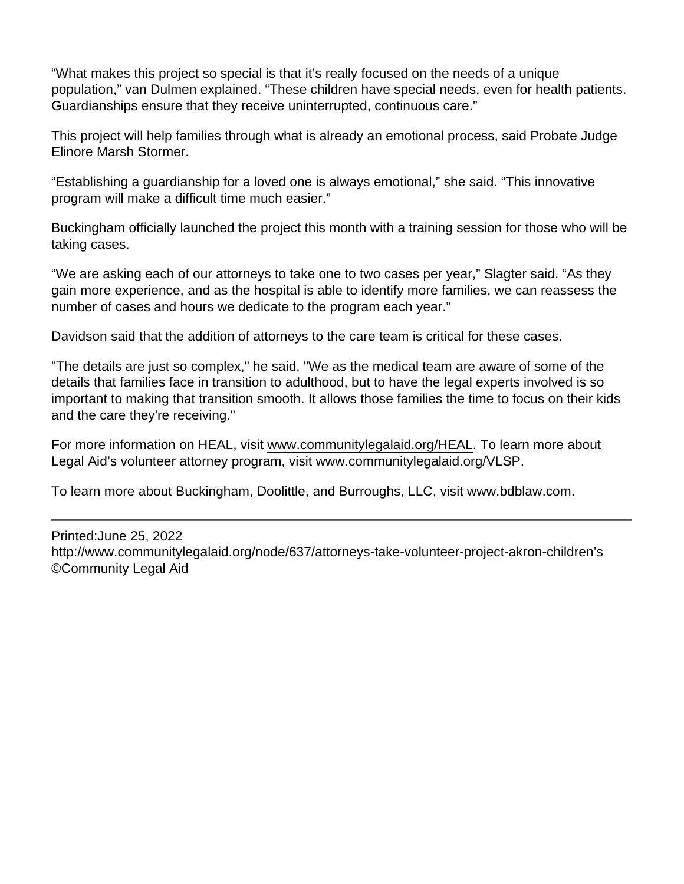“What makes this project so special is that it’s really focused on the needs of a unique population,” van Dulmen explained. “These children have special needs, even for health patients. Guardianships ensure that they receive uninterrupted, continuous care.”

This project will help families through what is already an emotional process, said Probate Judge Elinore Marsh Stormer.

“Establishing a guardianship for a loved one is always emotional,” she said. “This innovative program will make a difficult time much easier.”

Buckingham officially launched the project this month with a training session for those who will be taking cases.

“We are asking each of our attorneys to take one to two cases per year,” Slagter said. “As they gain more experience, and as the hospital is able to identify more families, we can reassess the number of cases and hours we dedicate to the program each year.”

Davidson said that the addition of attorneys to the care team is critical for these cases.

"The details are just so complex," he said. "We as the medical team are aware of some of the details that families face in transition to adulthood, but to have the legal experts involved is so important to making that transition smooth. It allows those families the time to focus on their kids and the care they're receiving."

For more information on HEAL, visit www.communitylegalaid.org/HEAL. To learn more about Legal Aid’s volunteer attorney program, visit www.communitylegalaid.org/VLSP.

To learn more about Buckingham, Doolittle, and Burroughs, LLC, visit www.bdblaw.com.

---

Printed:June 25, 2022
http://www.communitylegalaid.org/node/637/attorneys-take-volunteer-project-akron-children’s
©Community Legal Aid